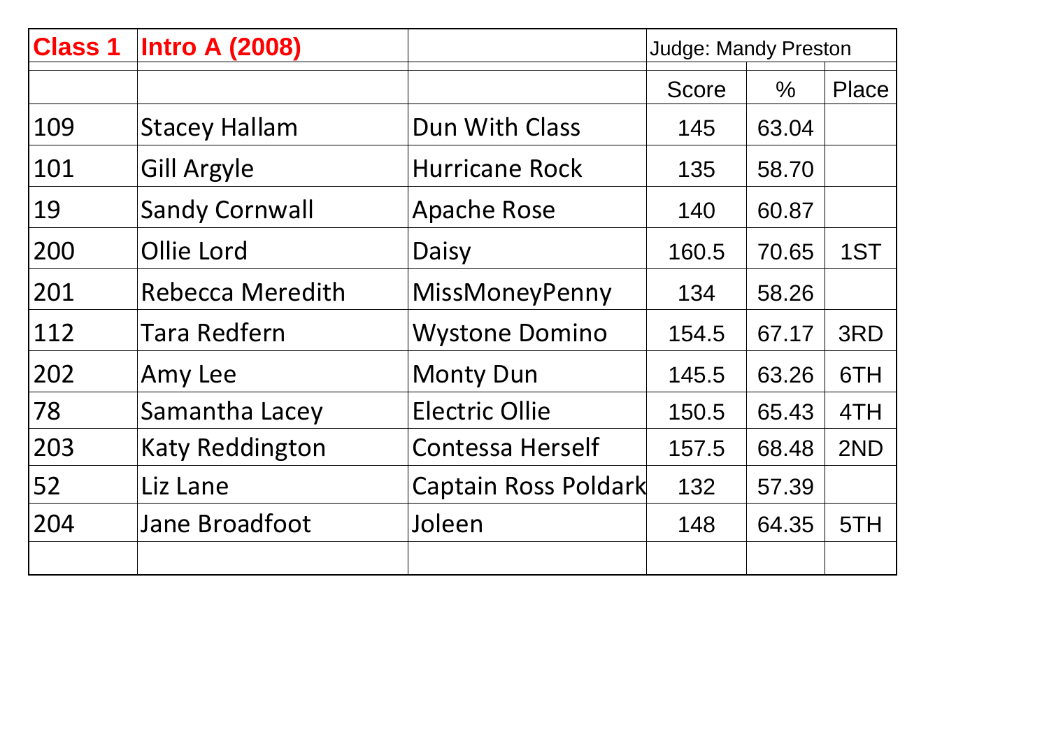| Class 1 | Intro A (2008) | | Judge: Mandy Preston | | |
|---|---|---|---|---|---|
| | | | Score | % | Place |
| 109 | Stacey Hallam | Dun With Class | 145 | 63.04 | |
| 101 | Gill Argyle | Hurricane Rock | 135 | 58.70 | |
| 19 | Sandy Cornwall | Apache Rose | 140 | 60.87 | |
| 200 | Ollie Lord | Daisy | 160.5 | 70.65 | 1ST |
| 201 | Rebecca Meredith | MissMoneyPenny | 134 | 58.26 | |
| 112 | Tara Redfern | Wystone Domino | 154.5 | 67.17 | 3RD |
| 202 | Amy Lee | Monty Dun | 145.5 | 63.26 | 6TH |
| 78 | Samantha Lacey | Electric Ollie | 150.5 | 65.43 | 4TH |
| 203 | Katy Reddington | Contessa Herself | 157.5 | 68.48 | 2ND |
| 52 | Liz Lane | Captain Ross Poldark | 132 | 57.39 | |
| 204 | Jane Broadfoot | Joleen | 148 | 64.35 | 5TH |
| | | | | | |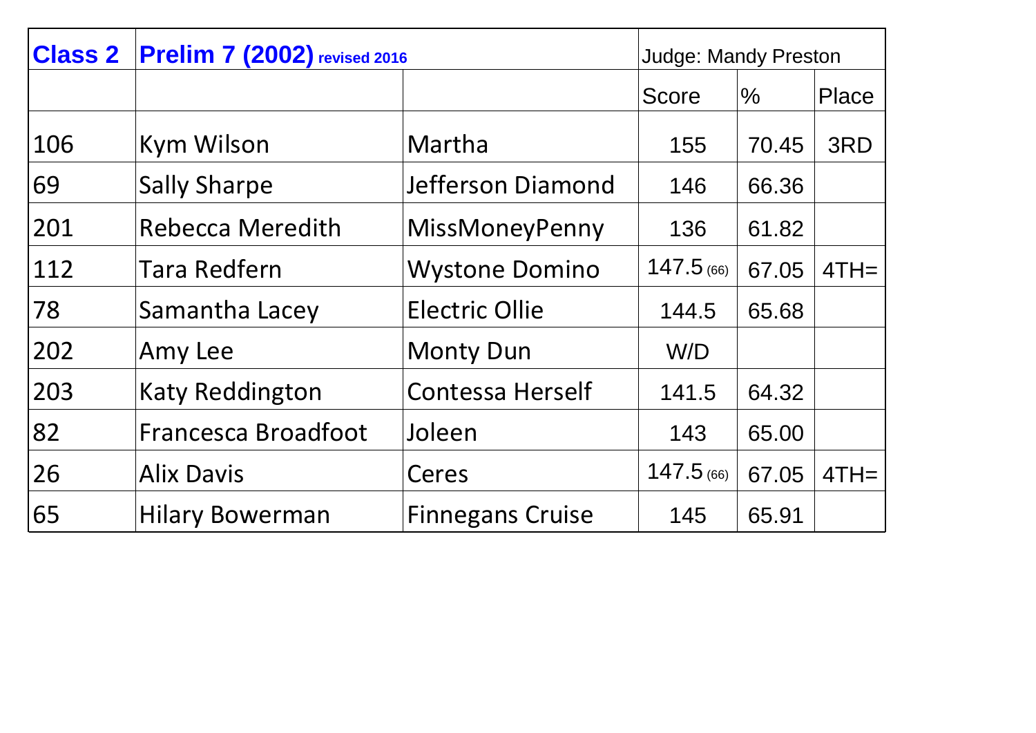| Class 2 | Prelim 7 (2002) revised 2016 | | Judge: Mandy Preston | | |
|---|---|---|---|---|---|
| | | | Score | % | Place |
| 106 | Kym Wilson | Martha | 155 | 70.45 | 3RD |
| 69 | Sally Sharpe | Jefferson Diamond | 146 | 66.36 | |
| 201 | Rebecca Meredith | MissMoneyPenny | 136 | 61.82 | |
| 112 | Tara Redfern | Wystone Domino | 147.5 (66) | 67.05 | 4TH= |
| 78 | Samantha Lacey | Electric Ollie | 144.5 | 65.68 | |
| 202 | Amy Lee | Monty Dun | W/D | | |
| 203 | Katy Reddington | Contessa Herself | 141.5 | 64.32 | |
| 82 | Francesca Broadfoot | Joleen | 143 | 65.00 | |
| 26 | Alix Davis | Ceres | 147.5 (66) | 67.05 | 4TH= |
| 65 | Hilary Bowerman | Finnegans Cruise | 145 | 65.91 | |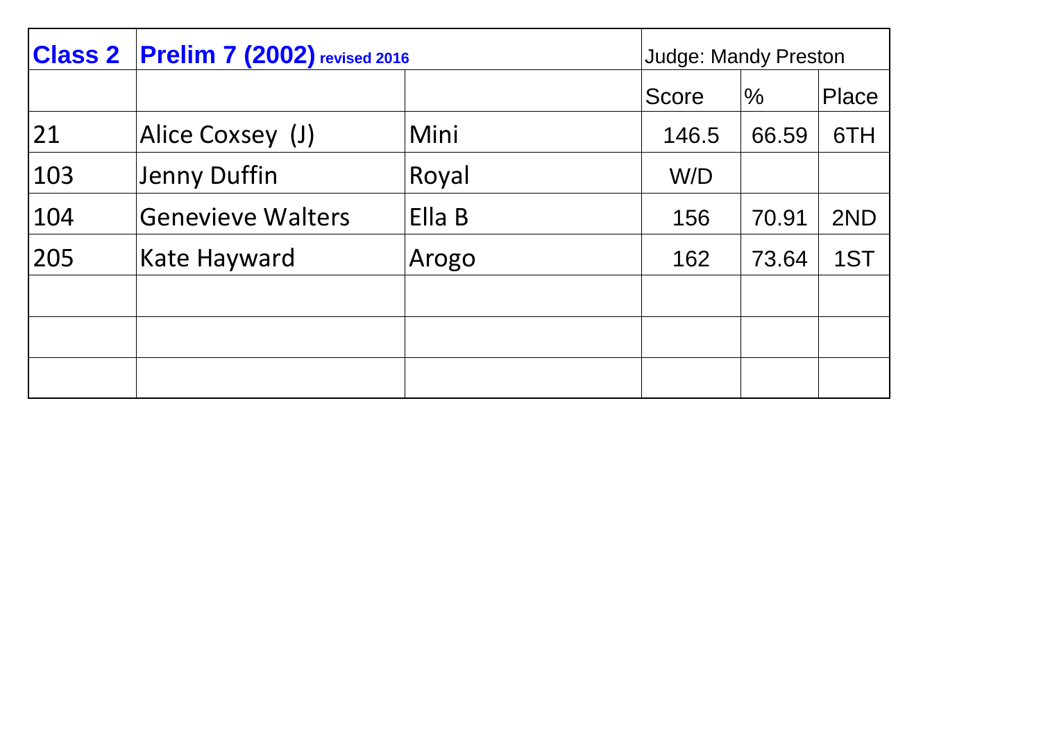| Class 2 | Prelim 7 (2002) revised 2016 | | Judge: Mandy Preston | | |
|---|---|---|---|---|---|
| | | | Score | % | Place |
| 21 | Alice Coxsey (J) | Mini | 146.5 | 66.59 | 6TH |
| 103 | Jenny Duffin | Royal | W/D | | |
| 104 | Genevieve Walters | Ella B | 156 | 70.91 | 2ND |
| 205 | Kate Hayward | Arogo | 162 | 73.64 | 1ST |
| | | | | | |
| | | | | | |
| | | | | | |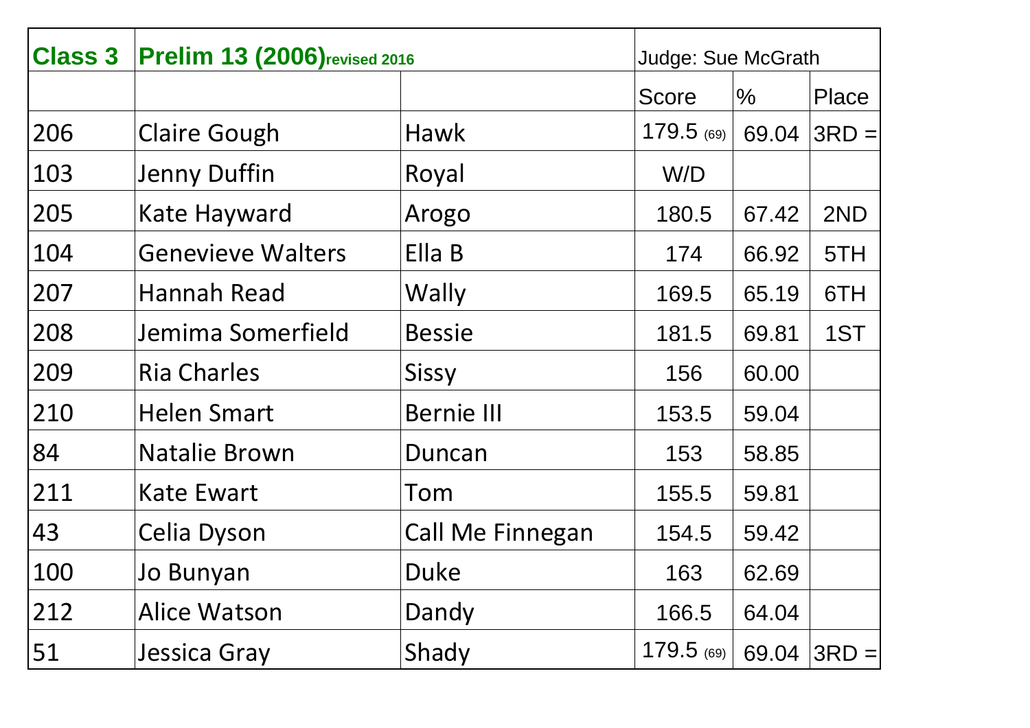| Class 3 | Prelim 13 (2006) revised 2016 | | Judge: Sue McGrath | | |
|---|---|---|---|---|---|
| | | | Score | % | Place |
| 206 | Claire Gough | Hawk | 179.5 (69) | 69.04 | 3RD = |
| 103 | Jenny Duffin | Royal | W/D | | |
| 205 | Kate Hayward | Arogo | 180.5 | 67.42 | 2ND |
| 104 | Genevieve Walters | Ella B | 174 | 66.92 | 5TH |
| 207 | Hannah Read | Wally | 169.5 | 65.19 | 6TH |
| 208 | Jemima Somerfield | Bessie | 181.5 | 69.81 | 1ST |
| 209 | Ria Charles | Sissy | 156 | 60.00 | |
| 210 | Helen Smart | Bernie III | 153.5 | 59.04 | |
| 84 | Natalie Brown | Duncan | 153 | 58.85 | |
| 211 | Kate Ewart | Tom | 155.5 | 59.81 | |
| 43 | Celia Dyson | Call Me Finnegan | 154.5 | 59.42 | |
| 100 | Jo Bunyan | Duke | 163 | 62.69 | |
| 212 | Alice Watson | Dandy | 166.5 | 64.04 | |
| 51 | Jessica Gray | Shady | 179.5 (69) | 69.04 | 3RD = |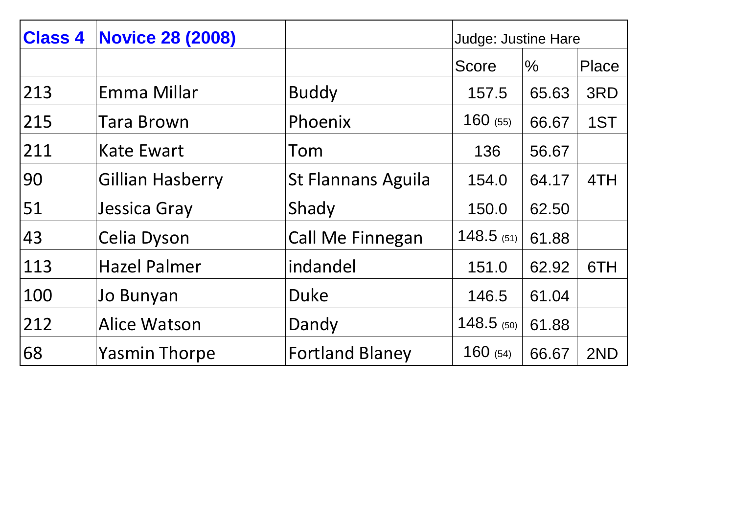| Class 4 | Novice 28 (2008) | | Judge: Justine Hare | | |
|---|---|---|---|---|---|
| | | | Score | % | Place |
| 213 | Emma Millar | Buddy | 157.5 | 65.63 | 3RD |
| 215 | Tara Brown | Phoenix | 160 (55) | 66.67 | 1ST |
| 211 | Kate Ewart | Tom | 136 | 56.67 | |
| 90 | Gillian Hasberry | St Flannans Aguila | 154.0 | 64.17 | 4TH |
| 51 | Jessica Gray | Shady | 150.0 | 62.50 | |
| 43 | Celia Dyson | Call Me Finnegan | 148.5 (51) | 61.88 | |
| 113 | Hazel Palmer | indandel | 151.0 | 62.92 | 6TH |
| 100 | Jo Bunyan | Duke | 146.5 | 61.04 | |
| 212 | Alice Watson | Dandy | 148.5 (50) | 61.88 | |
| 68 | Yasmin Thorpe | Fortland Blaney | 160 (54) | 66.67 | 2ND |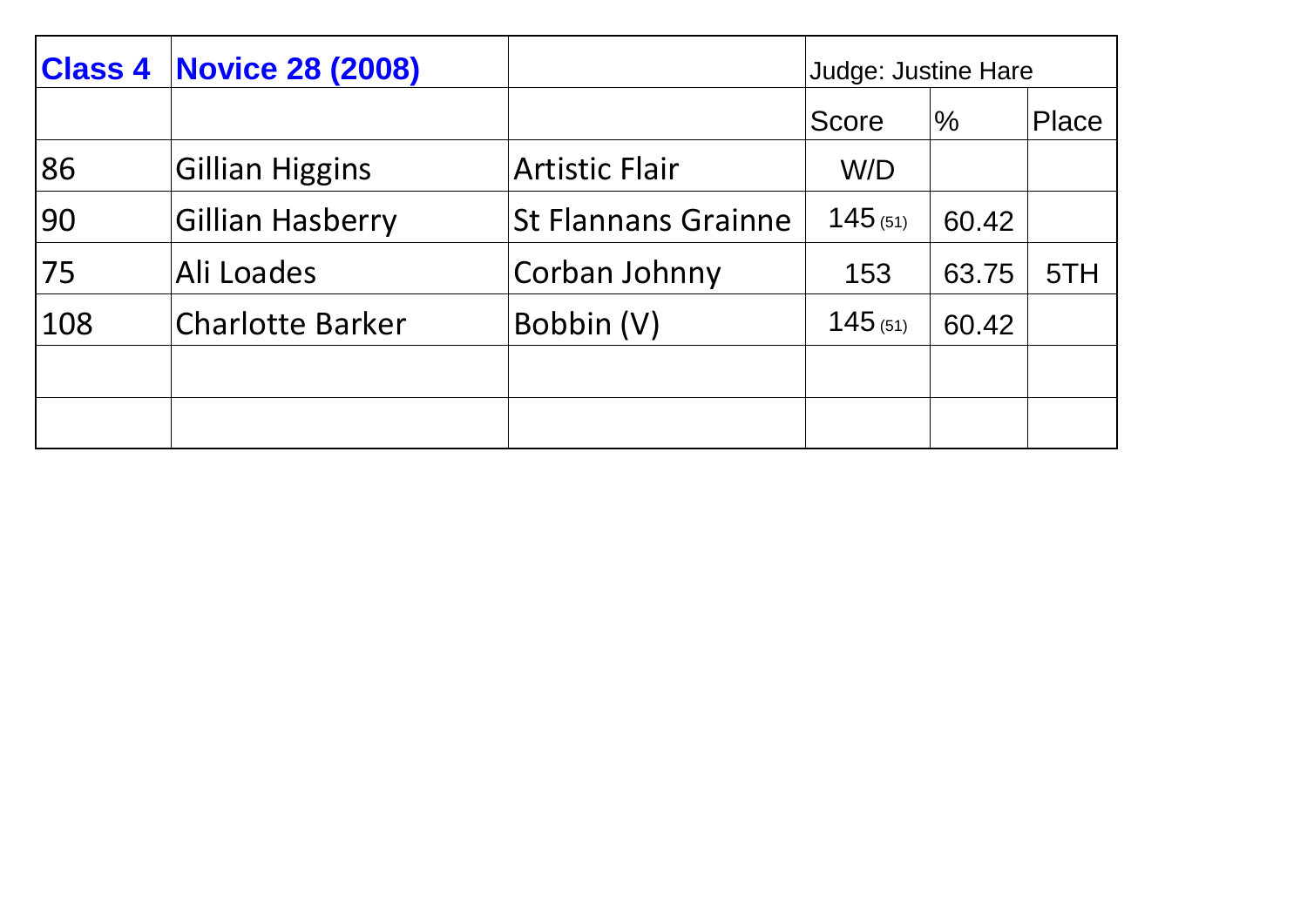| Class 4 | Novice 28 (2008) | | Judge: Justine Hare | | |
|---|---|---|---|---|---|
| | | | Score | % | Place |
| 86 | Gillian Higgins | Artistic Flair | W/D | | |
| 90 | Gillian Hasberry | St Flannans Grainne | 145 (51) | 60.42 | |
| 75 | Ali Loades | Corban Johnny | 153 | 63.75 | 5TH |
| 108 | Charlotte Barker | Bobbin (V) | 145 (51) | 60.42 | |
| | | | | | |
| | | | | | |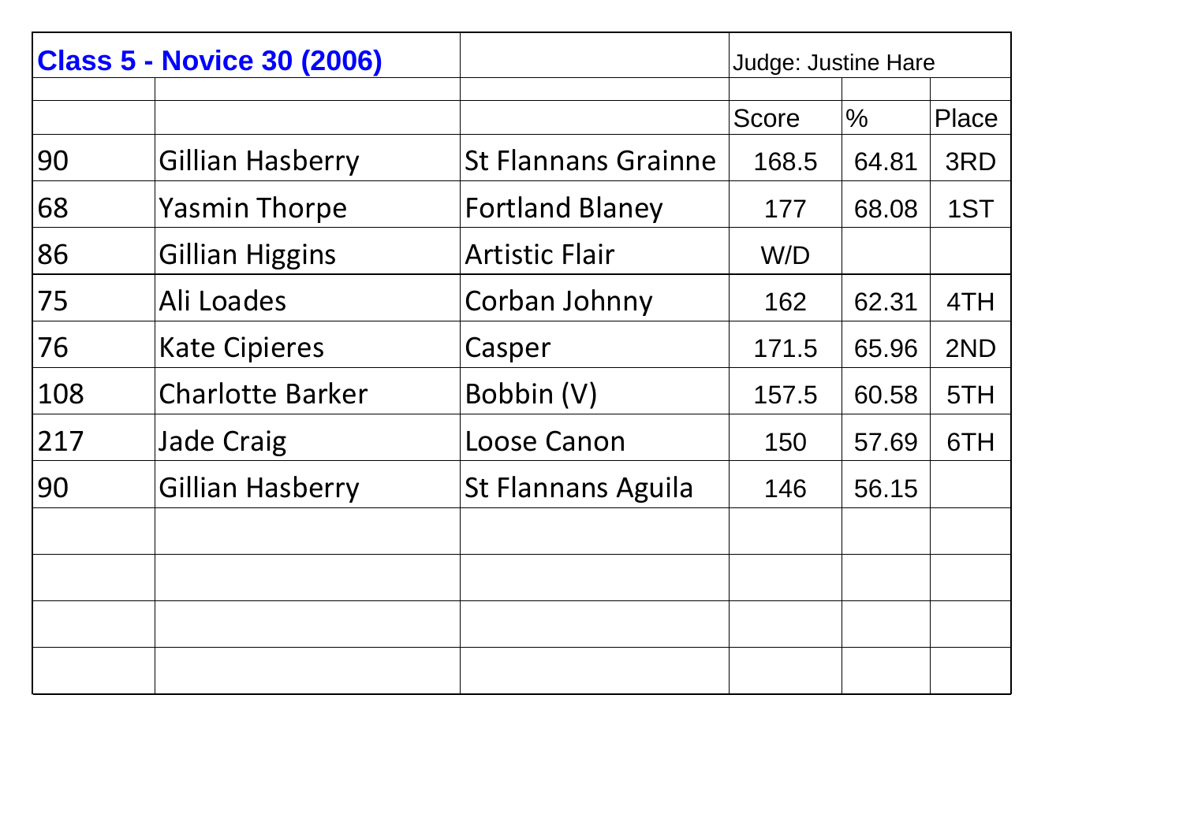## Class 5 - Novice 30 (2006)

Judge: Justine Hare

| | | | Score | % | Place |
|---|---|---|---|---|---|
| 90 | Gillian Hasberry | St Flannans Grainne | 168.5 | 64.81 | 3RD |
| 68 | Yasmin Thorpe | Fortland Blaney | 177 | 68.08 | 1ST |
| 86 | Gillian Higgins | Artistic Flair | W/D | | |
| 75 | Ali Loades | Corban Johnny | 162 | 62.31 | 4TH |
| 76 | Kate Cipieres | Casper | 171.5 | 65.96 | 2ND |
| 108 | Charlotte Barker | Bobbin (V) | 157.5 | 60.58 | 5TH |
| 217 | Jade Craig | Loose Canon | 150 | 57.69 | 6TH |
| 90 | Gillian Hasberry | St Flannans Aguila | 146 | 56.15 | |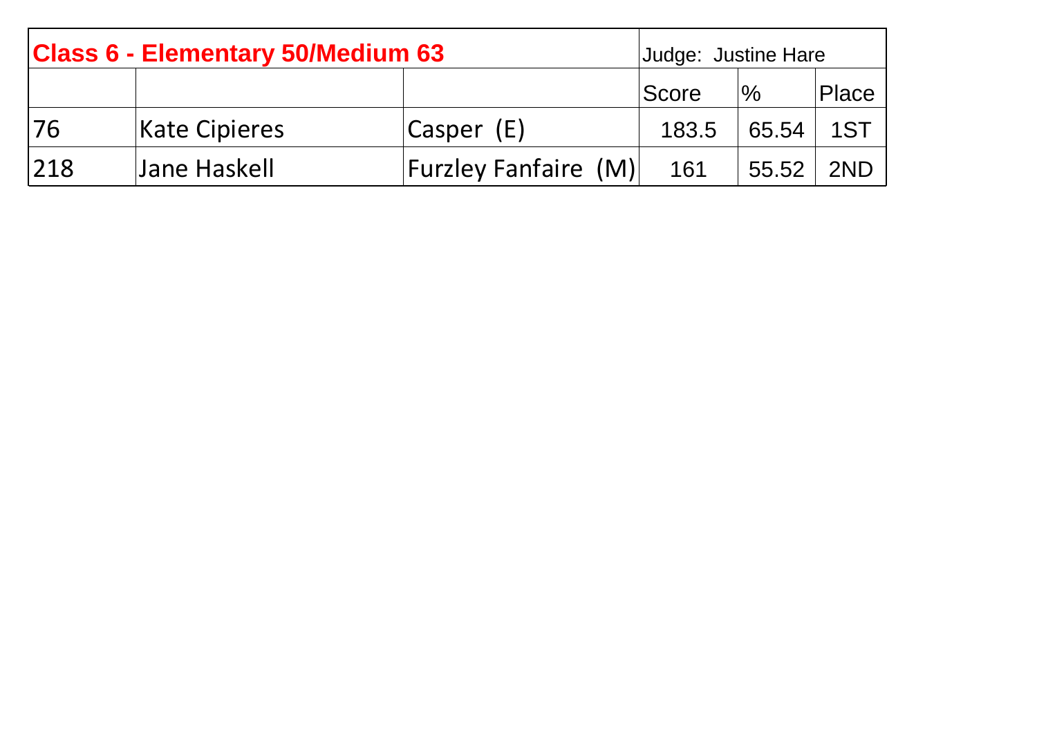| Class 6 - Elementary 50/Medium 63 | | | Judge:  Justine Hare | | |
|---|---|---|---|---|---|
| | | | Score | % | Place |
| 76 | Kate Cipieres | Casper  (E) | 183.5 | 65.54 | 1ST |
| 218 | Jane Haskell | Furzley Fanfaire  (M) | 161 | 55.52 | 2ND |